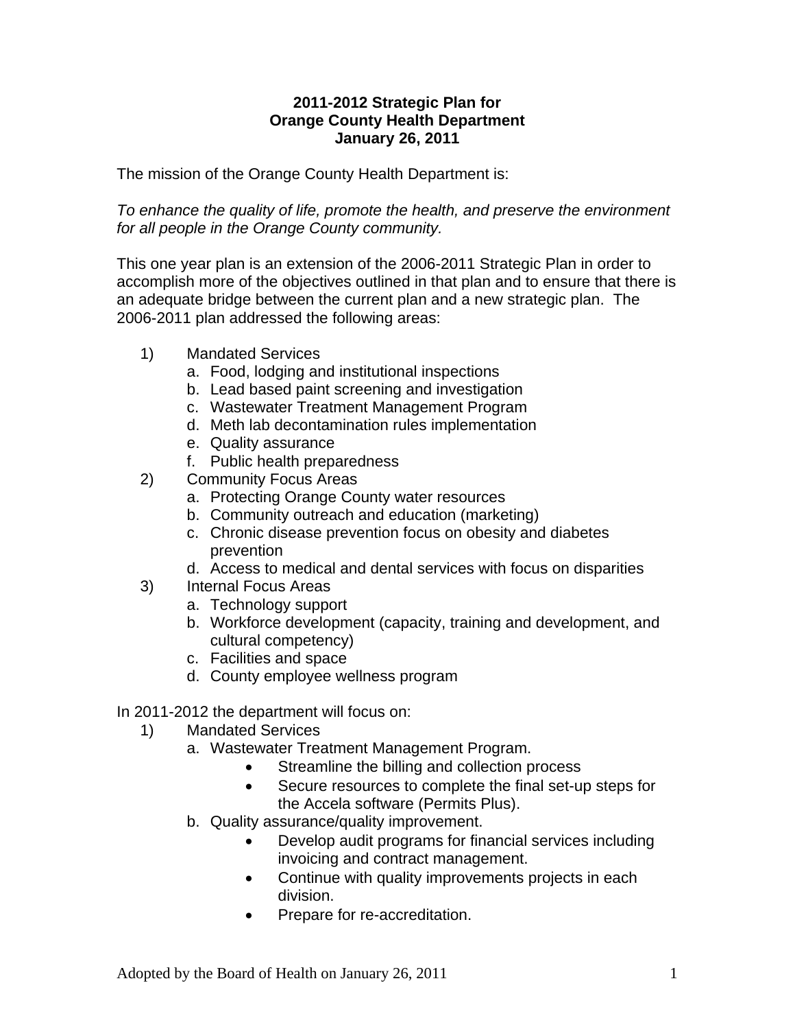# 2011-2012 Strategic Plan for Orange County Health Department

**January 26, 2011**

The mission of the Orange County Health Department is:

*To enhance the quality of life, promote the health, and preserve the environment for all people in the Orange County community.*

This one year plan is an extension of the 2006-2011 Strategic Plan in order to accomplish more of the objectives outlined in that plan and to ensure that there is an adequate bridge between the current plan and a new strategic plan. The 2006-2011 plan addressed the following areas:

1) Mandated Services
   a. Food, lodging and institutional inspections
   b. Lead based paint screening and investigation
   c. Wastewater Treatment Management Program
   d. Meth lab decontamination rules implementation
   e. Quality assurance
   f. Public health preparedness
2) Community Focus Areas
   a. Protecting Orange County water resources
   b. Community outreach and education (marketing)
   c. Chronic disease prevention focus on obesity and diabetes prevention
   d. Access to medical and dental services with focus on disparities
3) Internal Focus Areas
   a. Technology support
   b. Workforce development (capacity, training and development, and cultural competency)
   c. Facilities and space
   d. County employee wellness program

In 2011-2012 the department will focus on:

1) Mandated Services
   a. Wastewater Treatment Management Program.
      - Streamline the billing and collection process
      - Secure resources to complete the final set-up steps for the Accela software (Permits Plus).
   b. Quality assurance/quality improvement.
      - Develop audit programs for financial services including invoicing and contract management.
      - Continue with quality improvements projects in each division.
      - Prepare for re-accreditation.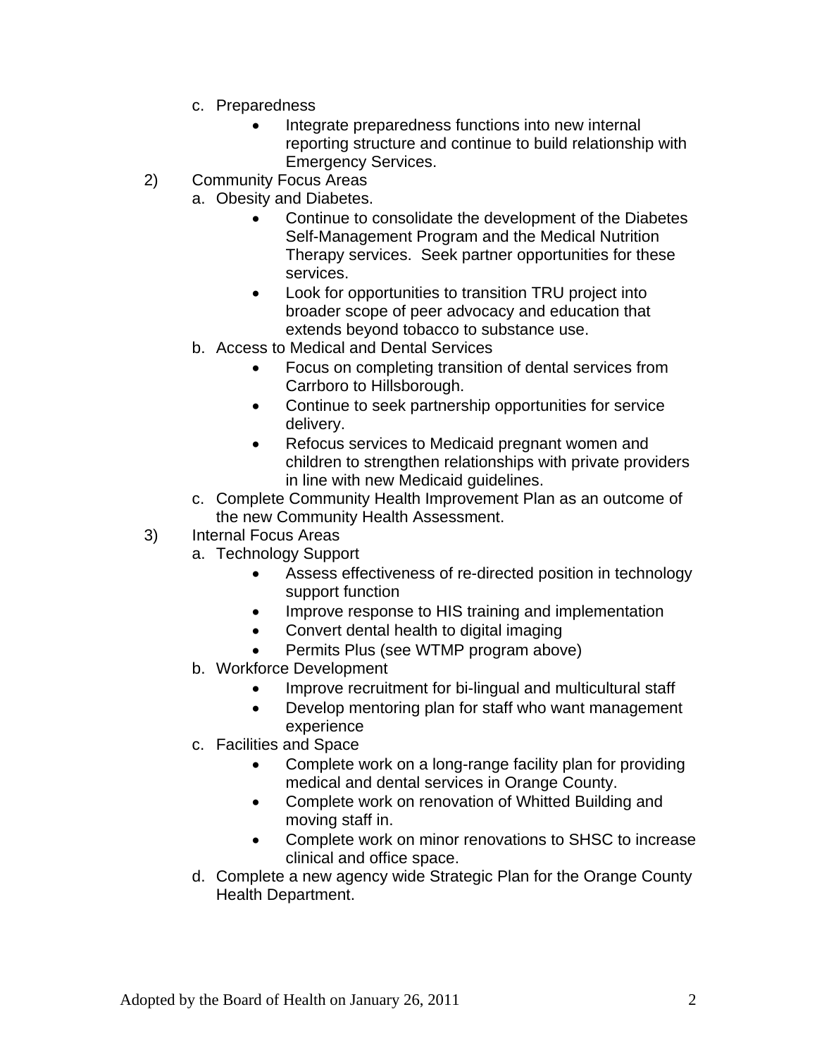c. Preparedness
   - Integrate preparedness functions into new internal reporting structure and continue to build relationship with Emergency Services.

2) Community Focus Areas

   a. Obesity and Diabetes.
      - Continue to consolidate the development of the Diabetes Self-Management Program and the Medical Nutrition Therapy services. Seek partner opportunities for these services.
      - Look for opportunities to transition TRU project into broader scope of peer advocacy and education that extends beyond tobacco to substance use.

   b. Access to Medical and Dental Services
      - Focus on completing transition of dental services from Carrboro to Hillsborough.
      - Continue to seek partnership opportunities for service delivery.
      - Refocus services to Medicaid pregnant women and children to strengthen relationships with private providers in line with new Medicaid guidelines.

   c. Complete Community Health Improvement Plan as an outcome of the new Community Health Assessment.

3) Internal Focus Areas

   a. Technology Support
      - Assess effectiveness of re-directed position in technology support function
      - Improve response to HIS training and implementation
      - Convert dental health to digital imaging
      - Permits Plus (see WTMP program above)

   b. Workforce Development
      - Improve recruitment for bi-lingual and multicultural staff
      - Develop mentoring plan for staff who want management experience

   c. Facilities and Space
      - Complete work on a long-range facility plan for providing medical and dental services in Orange County.
      - Complete work on renovation of Whitted Building and moving staff in.
      - Complete work on minor renovations to SHSC to increase clinical and office space.

   d. Complete a new agency wide Strategic Plan for the Orange County Health Department.

Adopted by the Board of Health on January 26, 2011